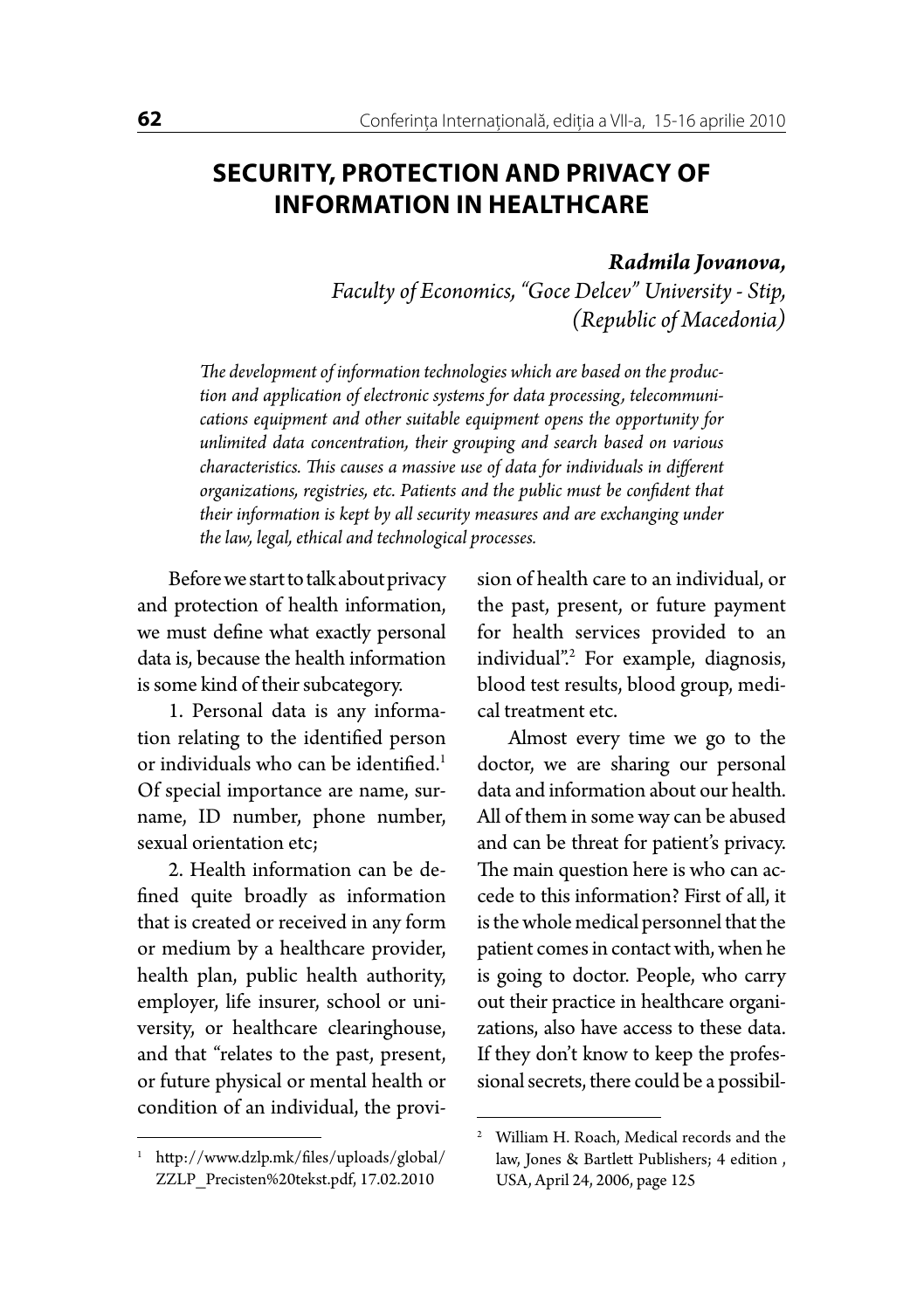# SECURITY, PROTECTION AND PRIVACY OF INFORMATION IN HEALTHCARE

***Radmila Jovanova,***
*Faculty of Economics, "Goce Delcev" University - Stip, (Republic of Macedonia)*

*The development of information technologies which are based on the production and application of electronic systems for data processing, telecommunications equipment and other suitable equipment opens the opportunity for unlimited data concentration, their grouping and search based on various characteristics. This causes a massive use of data for individuals in different organizations, registries, etc. Patients and the public must be confident that their information is kept by all security measures and are exchanging under the law, legal, ethical and technological processes.*

Before we start to talk about privacy and protection of health information, we must define what exactly personal data is, because the health information is some kind of their subcategory.

1. Personal data is any information relating to the identified person or individuals who can be identified.[1] Of special importance are name, surname, ID number, phone number, sexual orientation etc;

2. Health information can be defined quite broadly as information that is created or received in any form or medium by a healthcare provider, health plan, public health authority, employer, life insurer, school or university, or healthcare clearinghouse, and that "relates to the past, present, or future physical or mental health or condition of an individual, the provision of health care to an individual, or the past, present, or future payment for health services provided to an individual".[2] For example, diagnosis, blood test results, blood group, medical treatment etc.

Almost every time we go to the doctor, we are sharing our personal data and information about our health. All of them in some way can be abused and can be threat for patient's privacy. The main question here is who can accede to this information? First of all, it is the whole medical personnel that the patient comes in contact with, when he is going to doctor. People, who carry out their practice in healthcare organizations, also have access to these data. If they don't know to keep the professional secrets, there could be a possibil-

---

[1] http://www.dzlp.mk/files/uploads/global/ZZLP_Precisten%20tekst.pdf, 17.02.2010

[2] William H. Roach, Medical records and the law, Jones & Bartlett Publishers; 4 edition , USA, April 24, 2006, page 125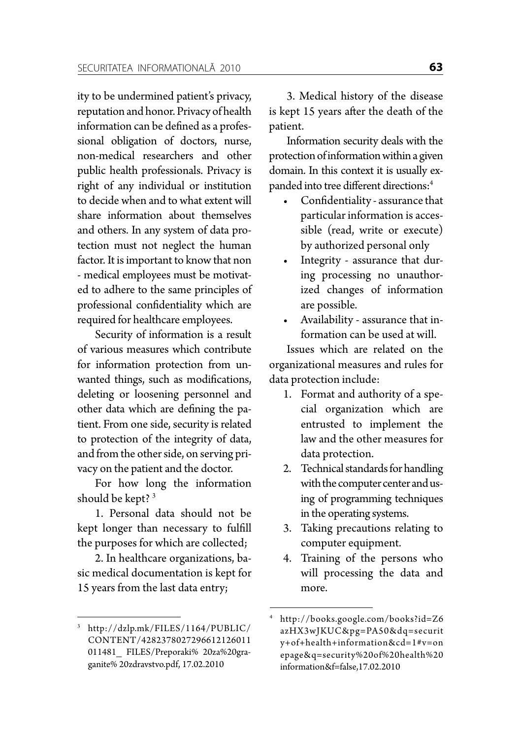ity to be undermined patient's privacy, reputation and honor. Privacy of health information can be defined as a professional obligation of doctors, nurse, non-medical researchers and other public health professionals. Privacy is right of any individual or institution to decide when and to what extent will share information about themselves and others. In any system of data protection must not neglect the human factor. It is important to know that non - medical employees must be motivated to adhere to the same principles of professional confidentiality which are required for healthcare employees.

Security of information is a result of various measures which contribute for information protection from unwanted things, such as modifications, deleting or loosening personnel and other data which are defining the patient. From one side, security is related to protection of the integrity of data, and from the other side, on serving privacy on the patient and the doctor.

For how long the information should be kept? [3]

1. Personal data should not be kept longer than necessary to fulfill the purposes for which are collected;

2. In healthcare organizations, basic medical documentation is kept for 15 years from the last data entry;

3. Medical history of the disease is kept 15 years after the death of the patient.

Information security deals with the protection of information within a given domain. In this context it is usually expanded into tree different directions:[4]

- Confidentiality - assurance that particular information is accessible (read, write or execute) by authorized personal only
- Integrity - assurance that during processing no unauthorized changes of information are possible.
- Availability - assurance that information can be used at will.

Issues which are related on the organizational measures and rules for data protection include:

1. Format and authority of a special organization which are entrusted to implement the law and the other measures for data protection.
2. Technical standards for handling with the computer center and using of programming techniques in the operating systems.
3. Taking precautions relating to computer equipment.
4. Training of the persons who will processing the data and more.

---

[3] http://dzlp.mk/FILES/1164/PUBLIC/CONTENT/4282378027296612126011011481_ FILES/Preporaki% 20za%20graganite% 20zdravstvo.pdf, 17.02.2010

[4] http://books.google.com/books?id=Z6azHX3wJKUC&pg=PA50&dq=security+of+health+information&cd=1#v=onepage&q=security%20of%20health%20information&f=false,17.02.2010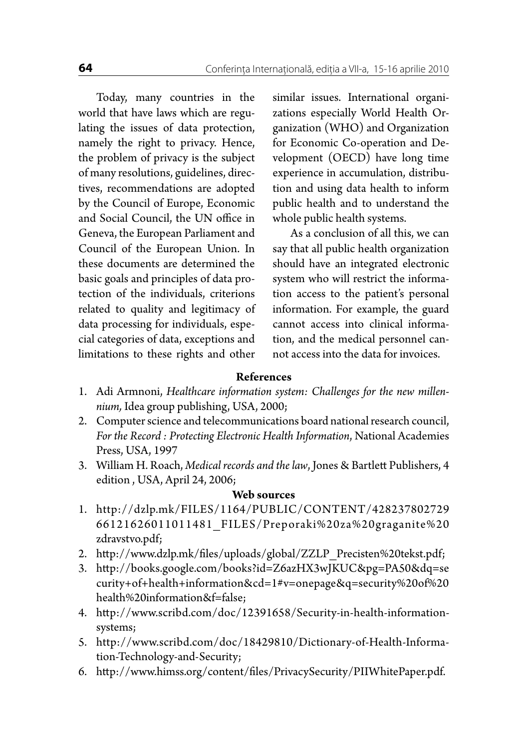Today, many countries in the world that have laws which are regulating the issues of data protection, namely the right to privacy. Hence, the problem of privacy is the subject of many resolutions, guidelines, directives, recommendations are adopted by the Council of Europe, Economic and Social Council, the UN office in Geneva, the European Parliament and Council of the European Union. In these documents are determined the basic goals and principles of data protection of the individuals, criterions related to quality and legitimacy of data processing for individuals, especial categories of data, exceptions and limitations to these rights and other similar issues. International organizations especially World Health Organization (WHO) and Organization for Economic Co-operation and Development (OECD) have long time experience in accumulation, distribution and using data health to inform public health and to understand the whole public health systems.

As a conclusion of all this, we can say that all public health organization should have an integrated electronic system who will restrict the information access to the patient's personal information. For example, the guard cannot access into clinical information, and the medical personnel cannot access into the data for invoices.

**References**

1. Adi Armnoni, *Healthcare information system: Challenges for the new millennium,* Idea group publishing, USA, 2000;
2. Computer science and telecommunications board national research council, *For the Record : Protecting Electronic Health Information*, National Academies Press, USA, 1997
3. William H. Roach, *Medical records and the law*, Jones & Bartlett Publishers, 4 edition , USA, April 24, 2006;

**Web sources**

1. http://dzlp.mk/FILES/1164/PUBLIC/CONTENT/42823780272966121626011011481_FILES/Preporaki%20za%20graganite%20zdravstvo.pdf;
2. http://www.dzlp.mk/files/uploads/global/ZZLP_Precisten%20tekst.pdf;
3. http://books.google.com/books?id=Z6azHX3wJKUC&pg=PA50&dq=security+of+health+information&cd=1#v=onepage&q=security%20of%20health%20information&f=false;
4. http://www.scribd.com/doc/12391658/Security-in-health-information-systems;
5. http://www.scribd.com/doc/18429810/Dictionary-of-Health-Information-Technology-and-Security;
6. http://www.himss.org/content/files/PrivacySecurity/PIIWhitePaper.pdf.